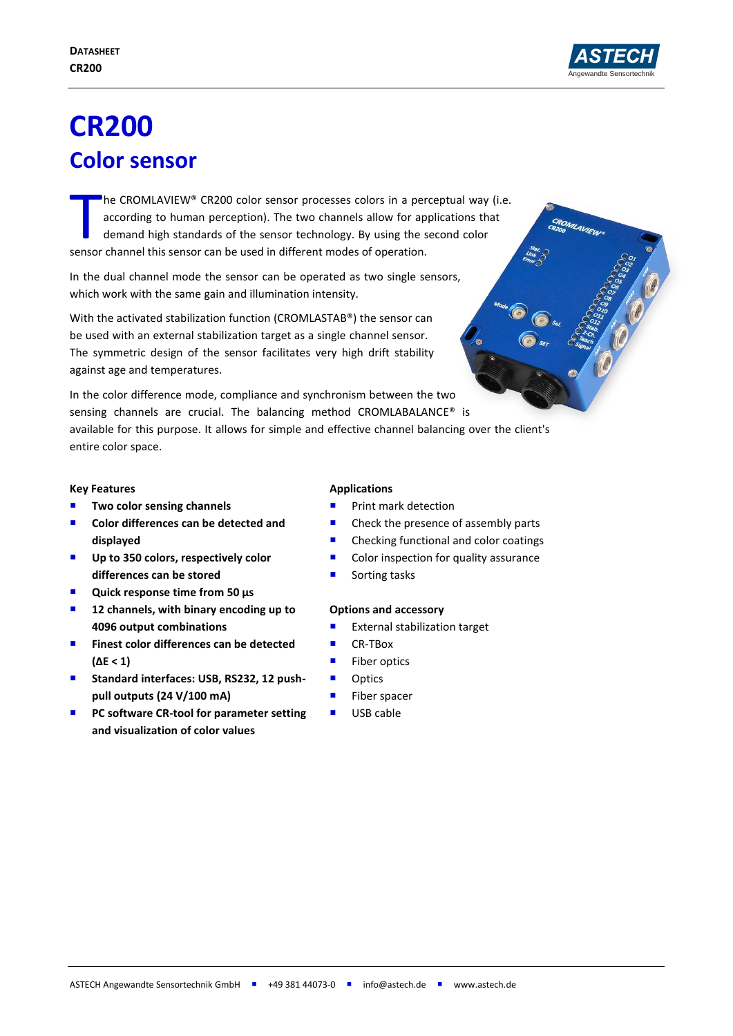# CR200

## Color sensor

The CROMLAVIEW® CR200 color sensor processes colors in a perceptual way (i.e. according to human perception). The two channels allow for applications that demand high standards of the sensor technology. By using the second color sensor channel this sensor can be used in different modes of operation.

In the dual channel mode the sensor can be operated as two single sensors, which work with the same gain and illumination intensity.

With the activated stabilization function (CROMLASTAB®) the sensor can be used with an external stabilization target as a single channel sensor. The symmetric design of the sensor facilitates very high drift stability against age and temperatures.

In the color difference mode, compliance and synchronism between the two sensing channels are crucial. The balancing method CROMLABALANCE® is available for this purpose. It allows for simple and effective channel balancing over the client's entire color space.

### Key Features

- **Two color sensing channels**
- **Color differences can be detected and displayed**
- **Up to 350 colors, respectively color differences can be stored**
- **Quick response time from 50 µs**
- **12 channels, with binary encoding up to 4096 output combinations**
- **Finest color differences can be detected (ΔE < 1)**
- **Standard interfaces: USB, RS232, 12 push-pull outputs (24 V/100 mA)**
- **PC software CR-tool for parameter setting and visualization of color values**

### Applications

- Print mark detection
- Check the presence of assembly parts
- Checking functional and color coatings
- Color inspection for quality assurance
- Sorting tasks

### Options and accessory

- External stabilization target
- CR-TBox
- Fiber optics
- Optics
- Fiber spacer
- USB cable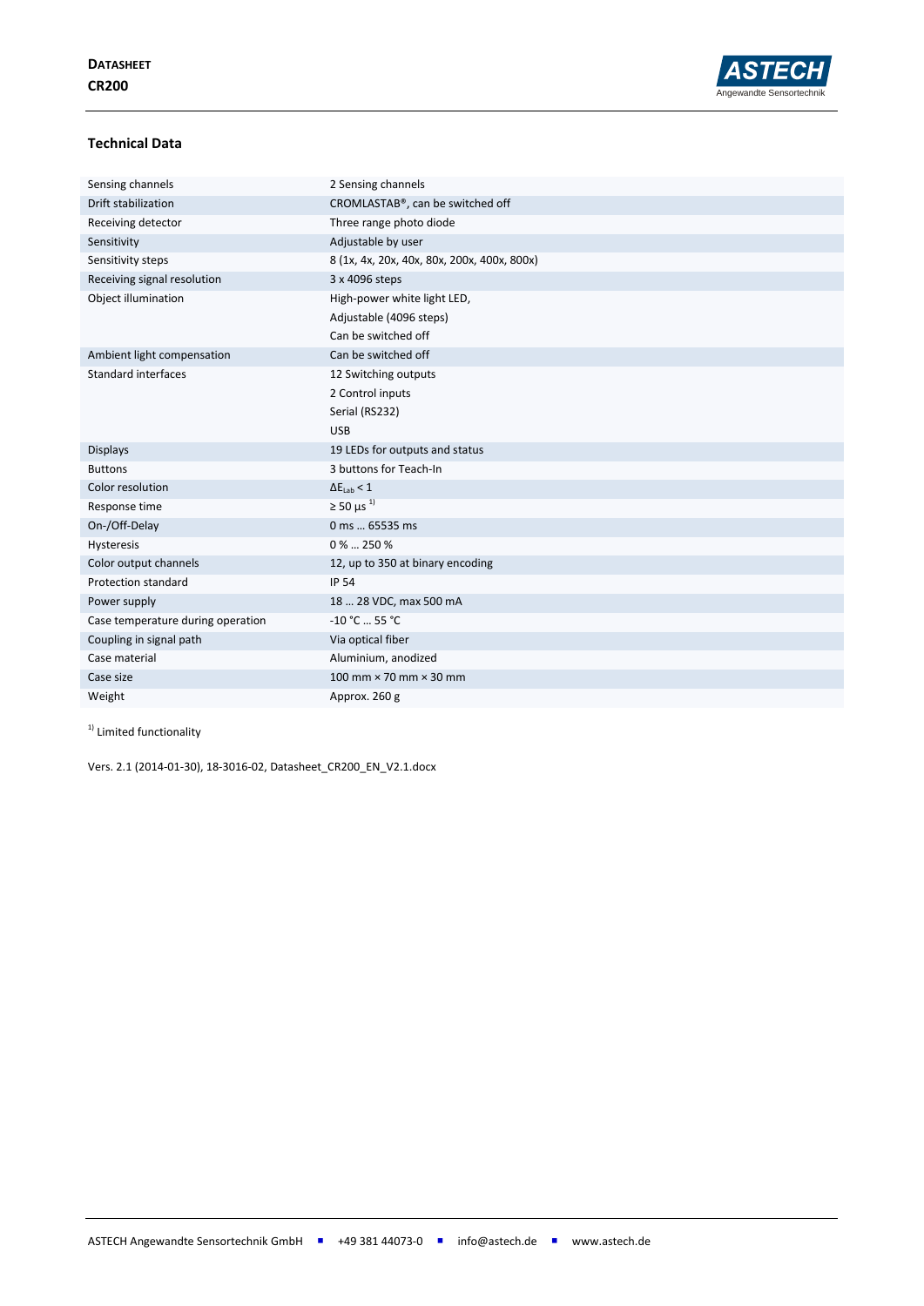## Technical Data

| | |
|---|---|
| Sensing channels | 2 Sensing channels |
| Drift stabilization | CROMLASTAB®, can be switched off |
| Receiving detector | Three range photo diode |
| Sensitivity | Adjustable by user |
| Sensitivity steps | 8 (1x, 4x, 20x, 40x, 80x, 200x, 400x, 800x) |
| Receiving signal resolution | 3 x 4096 steps |
| Object illumination | High-power white light LED,<br>Adjustable (4096 steps)<br>Can be switched off |
| Ambient light compensation | Can be switched off |
| Standard interfaces | 12 Switching outputs<br>2 Control inputs<br>Serial (RS232)<br>USB |
| Displays | 19 LEDs for outputs and status |
| Buttons | 3 buttons for Teach-In |
| Color resolution | $\Delta E_{Lab} < 1$ |
| Response time | ≥ 50 µs [1] |
| On-/Off-Delay | 0 ms … 65535 ms |
| Hysteresis | 0 % … 250 % |
| Color output channels | 12, up to 350 at binary encoding |
| Protection standard | IP 54 |
| Power supply | 18 … 28 VDC, max 500 mA |
| Case temperature during operation | -10 °C … 55 °C |
| Coupling in signal path | Via optical fiber |
| Case material | Aluminium, anodized |
| Case size | 100 mm × 70 mm × 30 mm |
| Weight | Approx. 260 g |

[1] Limited functionality

Vers. 2.1 (2014-01-30), 18-3016-02, Datasheet_CR200_EN_V2.1.docx